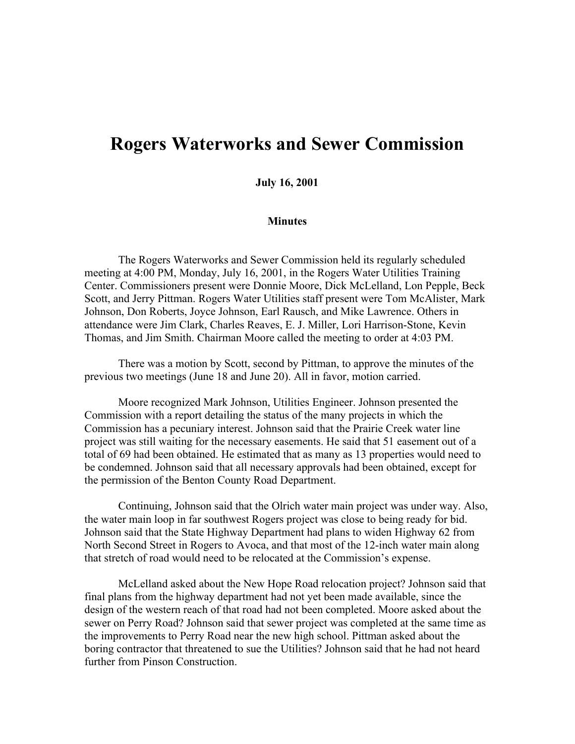# Rogers Waterworks and Sewer Commission

**July 16, 2001**

**Minutes**

The Rogers Waterworks and Sewer Commission held its regularly scheduled meeting at 4:00 PM, Monday, July 16, 2001, in the Rogers Water Utilities Training Center. Commissioners present were Donnie Moore, Dick McLelland, Lon Pepple, Beck Scott, and Jerry Pittman. Rogers Water Utilities staff present were Tom McAlister, Mark Johnson, Don Roberts, Joyce Johnson, Earl Rausch, and Mike Lawrence. Others in attendance were Jim Clark, Charles Reaves, E. J. Miller, Lori Harrison-Stone, Kevin Thomas, and Jim Smith. Chairman Moore called the meeting to order at 4:03 PM.

There was a motion by Scott, second by Pittman, to approve the minutes of the previous two meetings (June 18 and June 20). All in favor, motion carried.

Moore recognized Mark Johnson, Utilities Engineer. Johnson presented the Commission with a report detailing the status of the many projects in which the Commission has a pecuniary interest. Johnson said that the Prairie Creek water line project was still waiting for the necessary easements. He said that 51 easement out of a total of 69 had been obtained. He estimated that as many as 13 properties would need to be condemned. Johnson said that all necessary approvals had been obtained, except for the permission of the Benton County Road Department.

Continuing, Johnson said that the Olrich water main project was under way. Also, the water main loop in far southwest Rogers project was close to being ready for bid. Johnson said that the State Highway Department had plans to widen Highway 62 from North Second Street in Rogers to Avoca, and that most of the 12-inch water main along that stretch of road would need to be relocated at the Commission's expense.

McLelland asked about the New Hope Road relocation project? Johnson said that final plans from the highway department had not yet been made available, since the design of the western reach of that road had not been completed. Moore asked about the sewer on Perry Road? Johnson said that sewer project was completed at the same time as the improvements to Perry Road near the new high school. Pittman asked about the boring contractor that threatened to sue the Utilities? Johnson said that he had not heard further from Pinson Construction.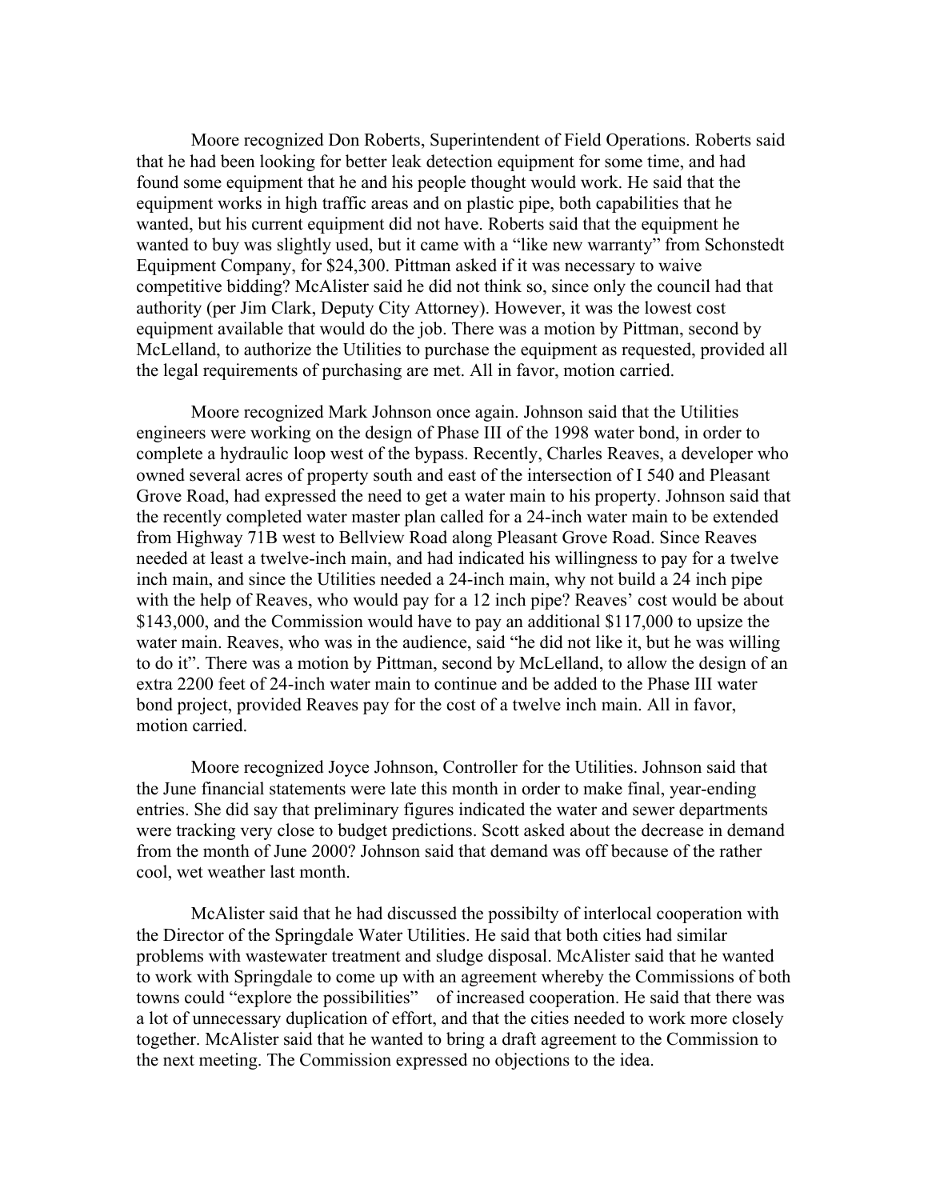Moore recognized Don Roberts, Superintendent of Field Operations. Roberts said that he had been looking for better leak detection equipment for some time, and had found some equipment that he and his people thought would work. He said that the equipment works in high traffic areas and on plastic pipe, both capabilities that he wanted, but his current equipment did not have. Roberts said that the equipment he wanted to buy was slightly used, but it came with a "like new warranty" from Schonstedt Equipment Company, for $24,300. Pittman asked if it was necessary to waive competitive bidding? McAlister said he did not think so, since only the council had that authority (per Jim Clark, Deputy City Attorney). However, it was the lowest cost equipment available that would do the job. There was a motion by Pittman, second by McLelland, to authorize the Utilities to purchase the equipment as requested, provided all the legal requirements of purchasing are met. All in favor, motion carried.

Moore recognized Mark Johnson once again. Johnson said that the Utilities engineers were working on the design of Phase III of the 1998 water bond, in order to complete a hydraulic loop west of the bypass. Recently, Charles Reaves, a developer who owned several acres of property south and east of the intersection of I 540 and Pleasant Grove Road, had expressed the need to get a water main to his property. Johnson said that the recently completed water master plan called for a 24-inch water main to be extended from Highway 71B west to Bellview Road along Pleasant Grove Road. Since Reaves needed at least a twelve-inch main, and had indicated his willingness to pay for a twelve inch main, and since the Utilities needed a 24-inch main, why not build a 24 inch pipe with the help of Reaves, who would pay for a 12 inch pipe? Reaves' cost would be about $143,000, and the Commission would have to pay an additional $117,000 to upsize the water main. Reaves, who was in the audience, said "he did not like it, but he was willing to do it". There was a motion by Pittman, second by McLelland, to allow the design of an extra 2200 feet of 24-inch water main to continue and be added to the Phase III water bond project, provided Reaves pay for the cost of a twelve inch main. All in favor, motion carried.

Moore recognized Joyce Johnson, Controller for the Utilities. Johnson said that the June financial statements were late this month in order to make final, year-ending entries. She did say that preliminary figures indicated the water and sewer departments were tracking very close to budget predictions. Scott asked about the decrease in demand from the month of June 2000? Johnson said that demand was off because of the rather cool, wet weather last month.

McAlister said that he had discussed the possibilty of interlocal cooperation with the Director of the Springdale Water Utilities. He said that both cities had similar problems with wastewater treatment and sludge disposal. McAlister said that he wanted to work with Springdale to come up with an agreement whereby the Commissions of both towns could "explore the possibilities" of increased cooperation. He said that there was a lot of unnecessary duplication of effort, and that the cities needed to work more closely together. McAlister said that he wanted to bring a draft agreement to the Commission to the next meeting. The Commission expressed no objections to the idea.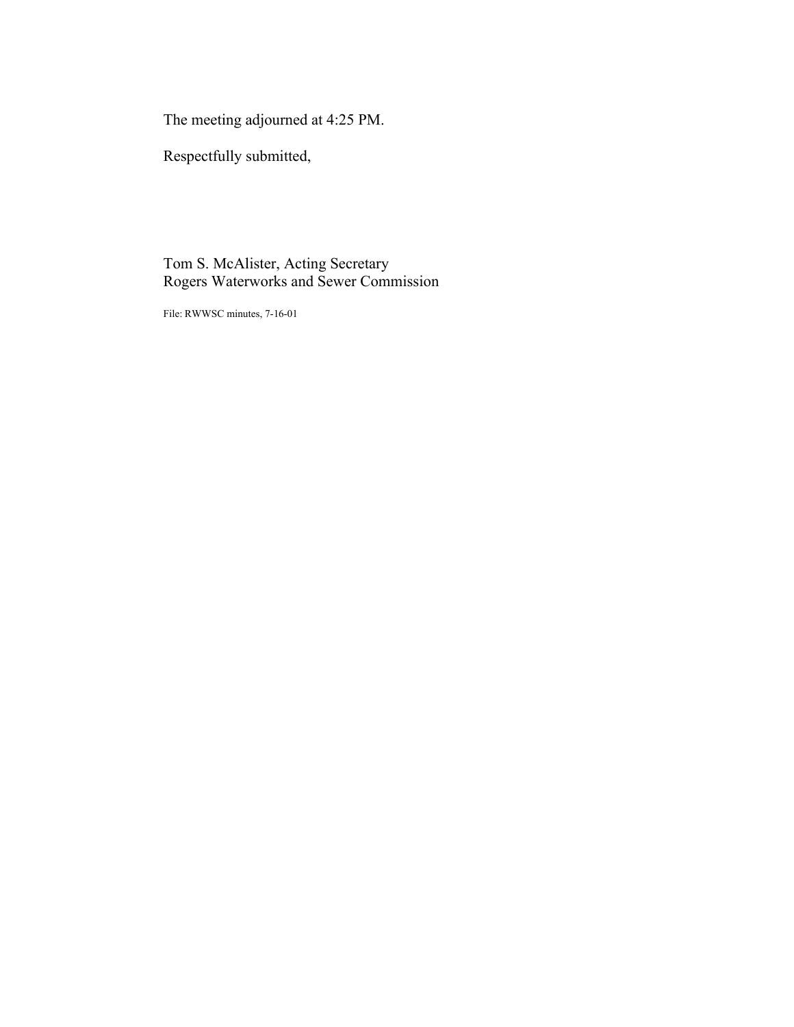The meeting adjourned at 4:25 PM.

Respectfully submitted,

Tom S. McAlister, Acting Secretary
Rogers Waterworks and Sewer Commission

File: RWWSC minutes, 7-16-01